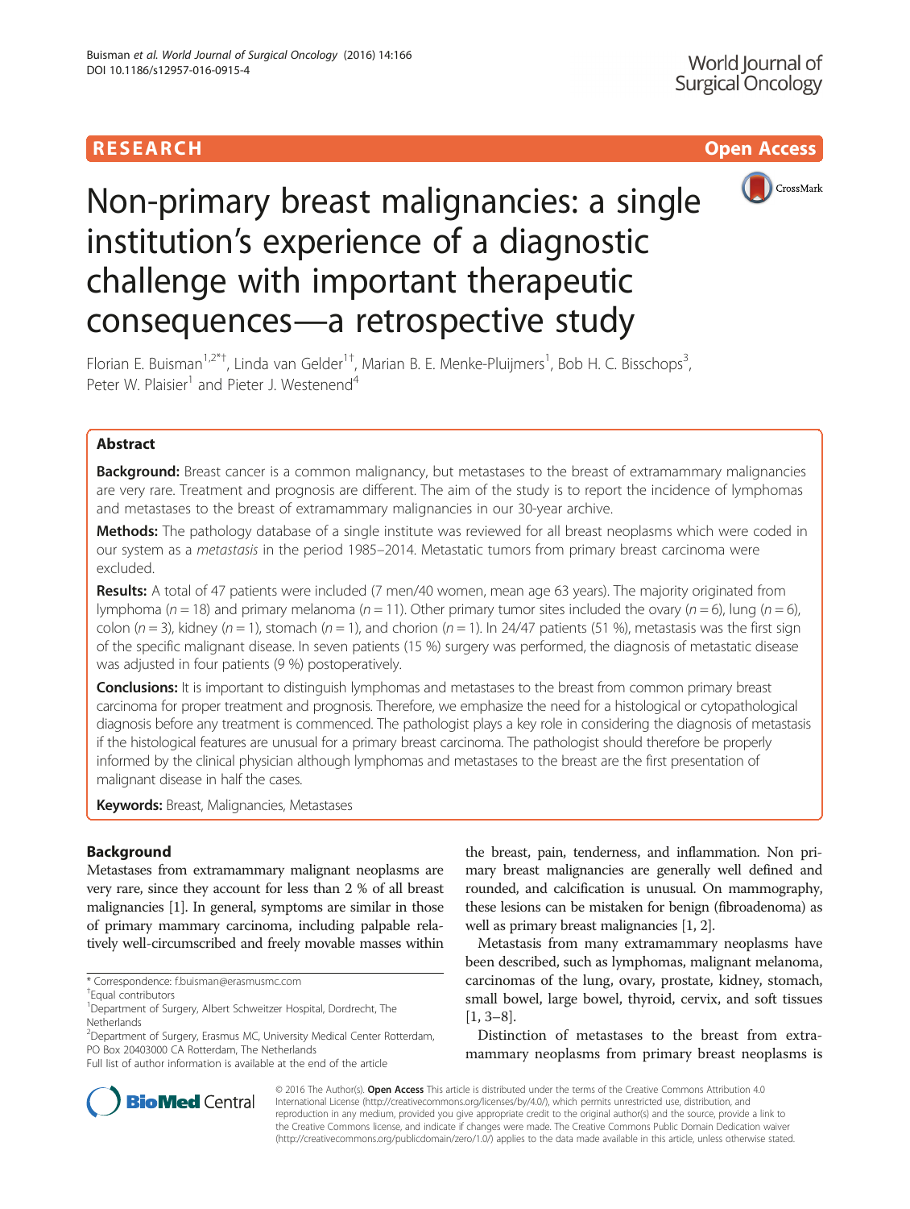RESEARCH Open Access

# Non-primary breast malignancies: a single institution's experience of a diagnostic challenge with important therapeutic consequences—a retrospective study

Florian E. Buisman[1,2*†], Linda van Gelder[1†], Marian B. E. Menke-Pluijmers[1], Bob H. C. Bisschops[3], Peter W. Plaisier[1] and Pieter J. Westenend[4]

## Abstract

**Background:** Breast cancer is a common malignancy, but metastases to the breast of extramammary malignancies are very rare. Treatment and prognosis are different. The aim of the study is to report the incidence of lymphomas and metastases to the breast of extramammary malignancies in our 30-year archive.

**Methods:** The pathology database of a single institute was reviewed for all breast neoplasms which were coded in our system as a *metastasis* in the period 1985–2014. Metastatic tumors from primary breast carcinoma were excluded.

**Results:** A total of 47 patients were included (7 men/40 women, mean age 63 years). The majority originated from lymphoma ($n = 18$) and primary melanoma ($n = 11$). Other primary tumor sites included the ovary ($n = 6$), lung ($n = 6$), colon ($n = 3$), kidney ($n = 1$), stomach ($n = 1$), and chorion ($n = 1$). In 24/47 patients (51 %), metastasis was the first sign of the specific malignant disease. In seven patients (15 %) surgery was performed, the diagnosis of metastatic disease was adjusted in four patients (9 %) postoperatively.

**Conclusions:** It is important to distinguish lymphomas and metastases to the breast from common primary breast carcinoma for proper treatment and prognosis. Therefore, we emphasize the need for a histological or cytopathological diagnosis before any treatment is commenced. The pathologist plays a key role in considering the diagnosis of metastasis if the histological features are unusual for a primary breast carcinoma. The pathologist should therefore be properly informed by the clinical physician although lymphomas and metastases to the breast are the first presentation of malignant disease in half the cases.

**Keywords:** Breast, Malignancies, Metastases

## Background

Metastases from extramammary malignant neoplasms are very rare, since they account for less than 2 % of all breast malignancies [1]. In general, symptoms are similar in those of primary mammary carcinoma, including palpable relatively well-circumscribed and freely movable masses within the breast, pain, tenderness, and inflammation. Non primary breast malignancies are generally well defined and rounded, and calcification is unusual. On mammography, these lesions can be mistaken for benign (fibroadenoma) as well as primary breast malignancies [1, 2].

Metastasis from many extramammary neoplasms have been described, such as lymphomas, malignant melanoma, carcinomas of the lung, ovary, prostate, kidney, stomach, small bowel, large bowel, thyroid, cervix, and soft tissues [1, 3–8].

Distinction of metastases to the breast from extramammary neoplasms from primary breast neoplasms is

\* Correspondence: f.buisman@erasmusmc.com

†Equal contributors

[1]Department of Surgery, Albert Schweitzer Hospital, Dordrecht, The Netherlands

[2]Department of Surgery, Erasmus MC, University Medical Center Rotterdam, PO Box 20403000 CA Rotterdam, The Netherlands

Full list of author information is available at the end of the article

© 2016 The Author(s). **Open Access** This article is distributed under the terms of the Creative Commons Attribution 4.0 International License (http://creativecommons.org/licenses/by/4.0/), which permits unrestricted use, distribution, and reproduction in any medium, provided you give appropriate credit to the original author(s) and the source, provide a link to the Creative Commons license, and indicate if changes were made. The Creative Commons Public Domain Dedication waiver (http://creativecommons.org/publicdomain/zero/1.0/) applies to the data made available in this article, unless otherwise stated.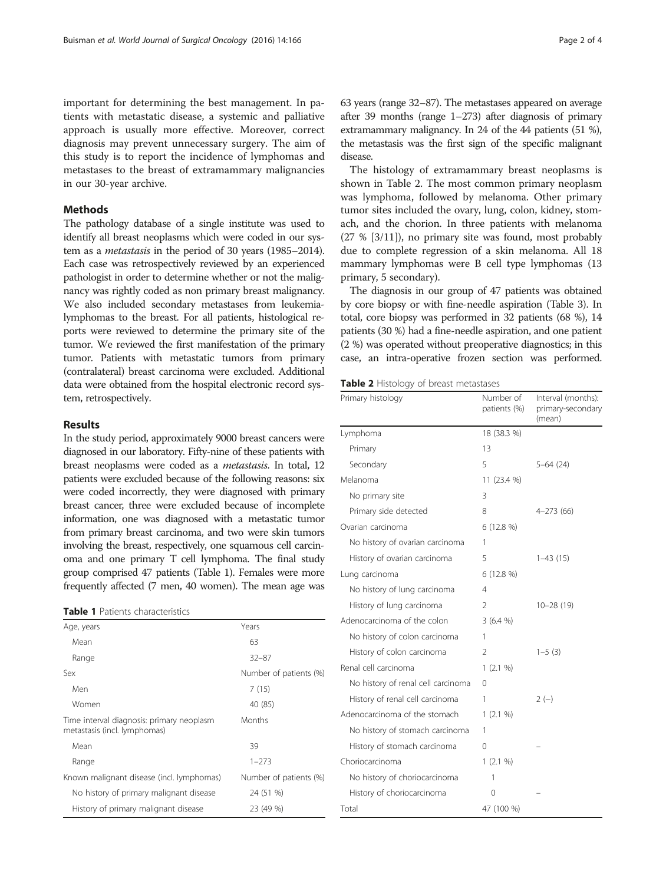important for determining the best management. In patients with metastatic disease, a systemic and palliative approach is usually more effective. Moreover, correct diagnosis may prevent unnecessary surgery. The aim of this study is to report the incidence of lymphomas and metastases to the breast of extramammary malignancies in our 30-year archive.

## Methods

The pathology database of a single institute was used to identify all breast neoplasms which were coded in our system as a *metastasis* in the period of 30 years (1985–2014). Each case was retrospectively reviewed by an experienced pathologist in order to determine whether or not the malignancy was rightly coded as non primary breast malignancy. We also included secondary metastases from leukemia-lymphomas to the breast. For all patients, histological reports were reviewed to determine the primary site of the tumor. We reviewed the first manifestation of the primary tumor. Patients with metastatic tumors from primary (contralateral) breast carcinoma were excluded. Additional data were obtained from the hospital electronic record system, retrospectively.

## Results

In the study period, approximately 9000 breast cancers were diagnosed in our laboratory. Fifty-nine of these patients with breast neoplasms were coded as a *metastasis*. In total, 12 patients were excluded because of the following reasons: six were coded incorrectly, they were diagnosed with primary breast cancer, three were excluded because of incomplete information, one was diagnosed with a metastatic tumor from primary breast carcinoma, and two were skin tumors involving the breast, respectively, one squamous cell carcinoma and one primary T cell lymphoma. The final study group comprised 47 patients (Table 1). Females were more frequently affected (7 men, 40 women). The mean age was 63 years (range 32–87). The metastases appeared on average after 39 months (range 1–273) after diagnosis of primary extramammary malignancy. In 24 of the 44 patients (51 %), the metastasis was the first sign of the specific malignant disease.

**Table 1** Patients characteristics

| Age, years | Years |
|---|---|
| Mean | 63 |
| Range | 32–87 |
| Sex | Number of patients (%) |
| Men | 7 (15) |
| Women | 40 (85) |
| Time interval diagnosis: primary neoplasm metastasis (incl. lymphomas) | Months |
| Mean | 39 |
| Range | 1–273 |
| Known malignant disease (incl. lymphomas) | Number of patients (%) |
| No history of primary malignant disease | 24 (51 %) |
| History of primary malignant disease | 23 (49 %) |

The histology of extramammary breast neoplasms is shown in Table 2. The most common primary neoplasm was lymphoma, followed by melanoma. Other primary tumor sites included the ovary, lung, colon, kidney, stomach, and the chorion. In three patients with melanoma (27 % [3/11]), no primary site was found, most probably due to complete regression of a skin melanoma. All 18 mammary lymphomas were B cell type lymphomas (13 primary, 5 secondary).

The diagnosis in our group of 47 patients was obtained by core biopsy or with fine-needle aspiration (Table 3). In total, core biopsy was performed in 32 patients (68 %), 14 patients (30 %) had a fine-needle aspiration, and one patient (2 %) was operated without preoperative diagnostics; in this case, an intra-operative frozen section was performed.

**Table 2** Histology of breast metastases

| Primary histology | Number of patients (%) | Interval (months): primary-secondary (mean) |
|---|---|---|
| Lymphoma | 18 (38.3 %) | |
| Primary | 13 | |
| Secondary | 5 | 5–64 (24) |
| Melanoma | 11 (23.4 %) | |
| No primary site | 3 | |
| Primary side detected | 8 | 4–273 (66) |
| Ovarian carcinoma | 6 (12.8 %) | |
| No history of ovarian carcinoma | 1 | |
| History of ovarian carcinoma | 5 | 1–43 (15) |
| Lung carcinoma | 6 (12.8 %) | |
| No history of lung carcinoma | 4 | |
| History of lung carcinoma | 2 | 10–28 (19) |
| Adenocarcinoma of the colon | 3 (6.4 %) | |
| No history of colon carcinoma | 1 | |
| History of colon carcinoma | 2 | 1–5 (3) |
| Renal cell carcinoma | 1 (2.1 %) | |
| No history of renal cell carcinoma | 0 | |
| History of renal cell carcinoma | 1 | 2 (–) |
| Adenocarcinoma of the stomach | 1 (2.1 %) | |
| No history of stomach carcinoma | 1 | |
| History of stomach carcinoma | 0 | – |
| Choriocarcinoma | 1 (2.1 %) | |
| No history of choriocarcinoma | 1 | |
| History of choriocarcinoma | 0 | – |
| Total | 47 (100 %) | |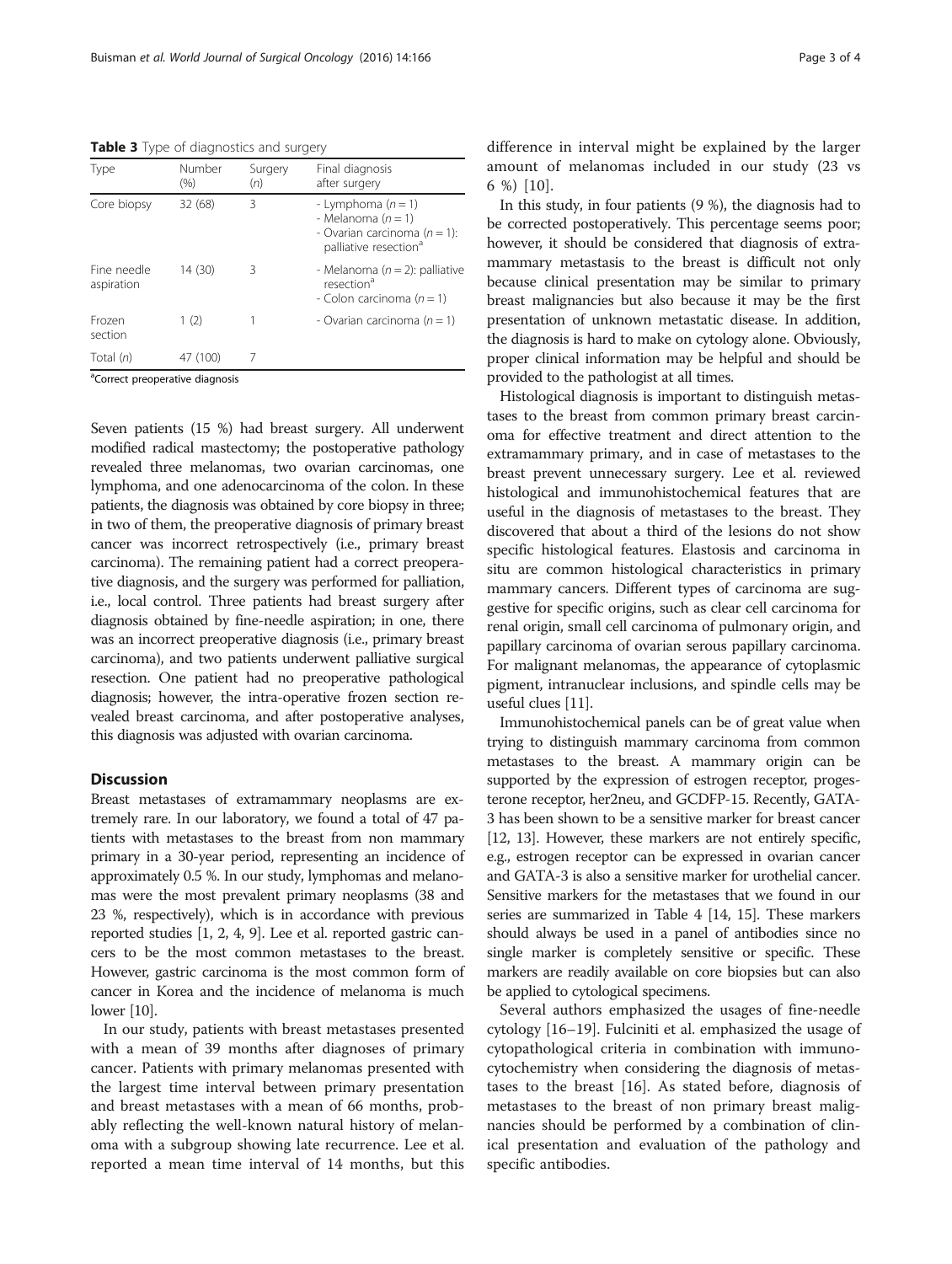**Table 3** Type of diagnostics and surgery

| Type | Number (%) | Surgery (n) | Final diagnosis after surgery |
| --- | --- | --- | --- |
| Core biopsy | 32 (68) | 3 | - Lymphoma ($n = 1$)<br>- Melanoma ($n = 1$)<br>- Ovarian carcinoma ($n = 1$): palliative resection[a] |
| Fine needle aspiration | 14 (30) | 3 | - Melanoma ($n = 2$): palliative resection[a]<br>- Colon carcinoma ($n = 1$) |
| Frozen section | 1 (2) | 1 | - Ovarian carcinoma ($n = 1$) |
| Total (n) | 47 (100) | 7 | |

[a]Correct preoperative diagnosis

Seven patients (15 %) had breast surgery. All underwent modified radical mastectomy; the postoperative pathology revealed three melanomas, two ovarian carcinomas, one lymphoma, and one adenocarcinoma of the colon. In these patients, the diagnosis was obtained by core biopsy in three; in two of them, the preoperative diagnosis of primary breast cancer was incorrect retrospectively (i.e., primary breast carcinoma). The remaining patient had a correct preoperative diagnosis, and the surgery was performed for palliation, i.e., local control. Three patients had breast surgery after diagnosis obtained by fine-needle aspiration; in one, there was an incorrect preoperative diagnosis (i.e., primary breast carcinoma), and two patients underwent palliative surgical resection. One patient had no preoperative pathological diagnosis; however, the intra-operative frozen section revealed breast carcinoma, and after postoperative analyses, this diagnosis was adjusted with ovarian carcinoma.

## Discussion

Breast metastases of extramammary neoplasms are extremely rare. In our laboratory, we found a total of 47 patients with metastases to the breast from non mammary primary in a 30-year period, representing an incidence of approximately 0.5 %. In our study, lymphomas and melanomas were the most prevalent primary neoplasms (38 and 23 %, respectively), which is in accordance with previous reported studies [1, 2, 4, 9]. Lee et al. reported gastric cancers to be the most common metastases to the breast. However, gastric carcinoma is the most common form of cancer in Korea and the incidence of melanoma is much lower [10].

In our study, patients with breast metastases presented with a mean of 39 months after diagnoses of primary cancer. Patients with primary melanomas presented with the largest time interval between primary presentation and breast metastases with a mean of 66 months, probably reflecting the well-known natural history of melanoma with a subgroup showing late recurrence. Lee et al. reported a mean time interval of 14 months, but this difference in interval might be explained by the larger amount of melanomas included in our study (23 vs 6 %) [10].

In this study, in four patients (9 %), the diagnosis had to be corrected postoperatively. This percentage seems poor; however, it should be considered that diagnosis of extramammary metastasis to the breast is difficult not only because clinical presentation may be similar to primary breast malignancies but also because it may be the first presentation of unknown metastatic disease. In addition, the diagnosis is hard to make on cytology alone. Obviously, proper clinical information may be helpful and should be provided to the pathologist at all times.

Histological diagnosis is important to distinguish metastases to the breast from common primary breast carcinoma for effective treatment and direct attention to the extramammary primary, and in case of metastases to the breast prevent unnecessary surgery. Lee et al. reviewed histological and immunohistochemical features that are useful in the diagnosis of metastases to the breast. They discovered that about a third of the lesions do not show specific histological features. Elastosis and carcinoma in situ are common histological characteristics in primary mammary cancers. Different types of carcinoma are suggestive for specific origins, such as clear cell carcinoma for renal origin, small cell carcinoma of pulmonary origin, and papillary carcinoma of ovarian serous papillary carcinoma. For malignant melanomas, the appearance of cytoplasmic pigment, intranuclear inclusions, and spindle cells may be useful clues [11].

Immunohistochemical panels can be of great value when trying to distinguish mammary carcinoma from common metastases to the breast. A mammary origin can be supported by the expression of estrogen receptor, progesterone receptor, her2neu, and GCDFP-15. Recently, GATA-3 has been shown to be a sensitive marker for breast cancer [12, 13]. However, these markers are not entirely specific, e.g., estrogen receptor can be expressed in ovarian cancer and GATA-3 is also a sensitive marker for urothelial cancer. Sensitive markers for the metastases that we found in our series are summarized in Table 4 [14, 15]. These markers should always be used in a panel of antibodies since no single marker is completely sensitive or specific. These markers are readily available on core biopsies but can also be applied to cytological specimens.

Several authors emphasized the usages of fine-needle cytology [16–19]. Fulciniti et al. emphasized the usage of cytopathological criteria in combination with immunocytochemistry when considering the diagnosis of metastases to the breast [16]. As stated before, diagnosis of metastases to the breast of non primary breast malignancies should be performed by a combination of clinical presentation and evaluation of the pathology and specific antibodies.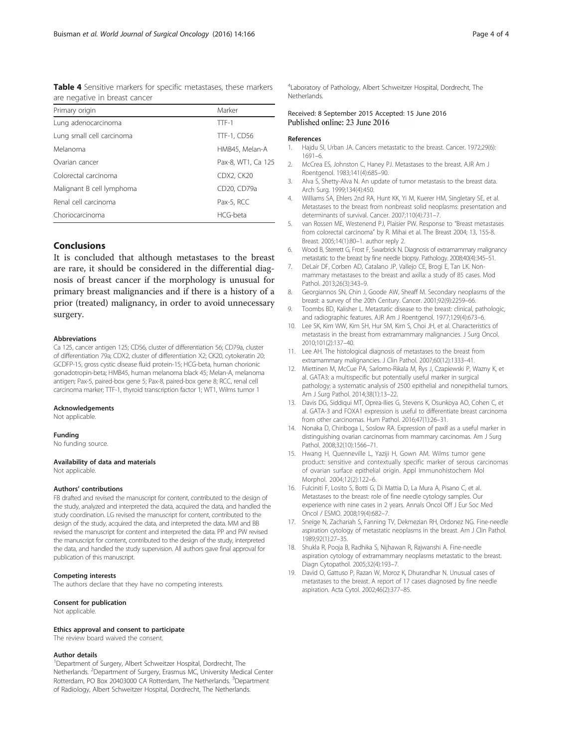**Table 4** Sensitive markers for specific metastases, these markers are negative in breast cancer

| Primary origin | Marker |
| --- | --- |
| Lung adenocarcinoma | TTF-1 |
| Lung small cell carcinoma | TTF-1, CD56 |
| Melanoma | HMB45, Melan-A |
| Ovarian cancer | Pax-8, WT1, Ca 125 |
| Colorectal carcinoma | CDX2, CK20 |
| Malignant B cell lymphoma | CD20, CD79a |
| Renal cell carcinoma | Pax-5, RCC |
| Choriocarcinoma | HCG-beta |

## Conclusions

It is concluded that although metastases to the breast are rare, it should be considered in the differential diagnosis of breast cancer if the morphology is unusual for primary breast malignancies and if there is a history of a prior (treated) malignancy, in order to avoid unnecessary surgery.

#### Abbreviations

Ca 125, cancer antigen 125; CD56, cluster of differentiation 56; CD79a, cluster of differentiation 79a; CDX2, cluster of differentiation X2; CK20, cytokeratin 20; GCDFP-15, gross cystic disease fluid protein-15; HCG-beta, human chorionic gonadotropin-beta; HMB45, human melanoma black 45; Melan-A, melanoma antigen; Pax-5, paired-box gene 5; Pax-8, paired-box gene 8; RCC, renal cell carcinoma marker; TTF-1, thyroid transcription factor 1; WT1, Wilms tumor 1

#### Acknowledgements

Not applicable.

#### Funding

No funding source.

#### Availability of data and materials

Not applicable.

#### Authors' contributions

FB drafted and revised the manuscript for content, contributed to the design of the study, analyzed and interpreted the data, acquired the data, and handled the study coordination. LG revised the manuscript for content, contributed to the design of the study, acquired the data, and interpreted the data. MM and BB revised the manuscript for content and interpreted the data. PP and PW revised the manuscript for content, contributed to the design of the study, interpreted the data, and handled the study supervision. All authors gave final approval for publication of this manuscript.

#### Competing interests

The authors declare that they have no competing interests.

#### Consent for publication

Not applicable.

#### Ethics approval and consent to participate

The review board waived the consent.

#### Author details

[1]Department of Surgery, Albert Schweitzer Hospital, Dordrecht, The Netherlands. [2]Department of Surgery, Erasmus MC, University Medical Center Rotterdam, PO Box 20403000 CA Rotterdam, The Netherlands. [3]Department of Radiology, Albert Schweitzer Hospital, Dordrecht, The Netherlands. [4]Laboratory of Pathology, Albert Schweitzer Hospital, Dordrecht, The Netherlands.

Received: 8 September 2015 Accepted: 15 June 2016
Published online: 23 June 2016

#### References

1. Hajdu SI, Urban JA. Cancers metastatic to the breast. Cancer. 1972;29(6):1691–6.
2. McCrea ES, Johnston C, Haney PJ. Metastases to the breast. AJR Am J Roentgenol. 1983;141(4):685–90.
3. Alva S, Shetty-Alva N. An update of tumor metastasis to the breast data. Arch Surg. 1999;134(4):450.
4. Williams SA, Ehlers 2nd RA, Hunt KK, Yi M, Kuerer HM, Singletary SE, et al. Metastases to the breast from nonbreast solid neoplasms: presentation and determinants of survival. Cancer. 2007;110(4):731–7.
5. van Rossen ME, Westenend PJ, Plaisier PW. Response to "Breast metastases from colorectal carcinoma" by R. Mihai et al. The Breast 2004; 13, 155-8. Breast. 2005;14(1):80–1. author reply 2.
6. Wood B, Sterrett G, Frost F, Swarbrick N. Diagnosis of extramammary malignancy metastatic to the breast by fine needle biopsy. Pathology. 2008;40(4):345–51.
7. DeLair DF, Corben AD, Catalano JP, Vallejo CE, Brogi E, Tan LK. Non-mammary metastases to the breast and axilla: a study of 85 cases. Mod Pathol. 2013;26(3):343–9.
8. Georgiannos SN, Chin J, Goode AW, Sheaff M. Secondary neoplasms of the breast: a survey of the 20th Century. Cancer. 2001;92(9):2259–66.
9. Toombs BD, Kalisher L. Metastatic disease to the breast: clinical, pathologic, and radiographic features. AJR Am J Roentgenol. 1977;129(4):673–6.
10. Lee SK, Kim WW, Kim SH, Hur SM, Kim S, Choi JH, et al. Characteristics of metastasis in the breast from extramammary malignancies. J Surg Oncol. 2010;101(2):137–40.
11. Lee AH. The histological diagnosis of metastases to the breast from extramammary malignancies. J Clin Pathol. 2007;60(12):1333–41.
12. Miettinen M, McCue PA, Sarlomo-Rikala M, Rys J, Czapiewski P, Wazny K, et al. GATA3: a multispecific but potentially useful marker in surgical pathology: a systematic analysis of 2500 epithelial and nonepithelial tumors. Am J Surg Pathol. 2014;38(1):13–22.
13. Davis DG, Siddiqui MT, Oprea-Ilies G, Stevens K, Osunkoya AO, Cohen C, et al. GATA-3 and FOXA1 expression is useful to differentiate breast carcinoma from other carcinomas. Hum Pathol. 2016;47(1):26–31.
14. Nonaka D, Chiriboga L, Soslow RA. Expression of pax8 as a useful marker in distinguishing ovarian carcinomas from mammary carcinomas. Am J Surg Pathol. 2008;32(10):1566–71.
15. Hwang H, Quenneville L, Yaziji H, Gown AM. Wilms tumor gene product: sensitive and contextually specific marker of serous carcinomas of ovarian surface epithelial origin. Appl Immunohistochem Mol Morphol. 2004;12(2):122–6.
16. Fulciniti F, Losito S, Botti G, Di Mattia D, La Mura A, Pisano C, et al. Metastases to the breast: role of fine needle cytology samples. Our experience with nine cases in 2 years. Annals Oncol Off J Eur Soc Med Oncol / ESMO. 2008;19(4):682–7.
17. Sneige N, Zachariah S, Fanning TV, Dekmezian RH, Ordonez NG. Fine-needle aspiration cytology of metastatic neoplasms in the breast. Am J Clin Pathol. 1989;92(1):27–35.
18. Shukla R, Pooja B, Radhika S, Nijhawan R, Rajwanshi A. Fine-needle aspiration cytology of extramammary neoplasms metastatic to the breast. Diagn Cytopathol. 2005;32(4):193–7.
19. David O, Gattuso P, Razan W, Moroz K, Dhurandhar N. Unusual cases of metastases to the breast. A report of 17 cases diagnosed by fine needle aspiration. Acta Cytol. 2002;46(2):377–85.